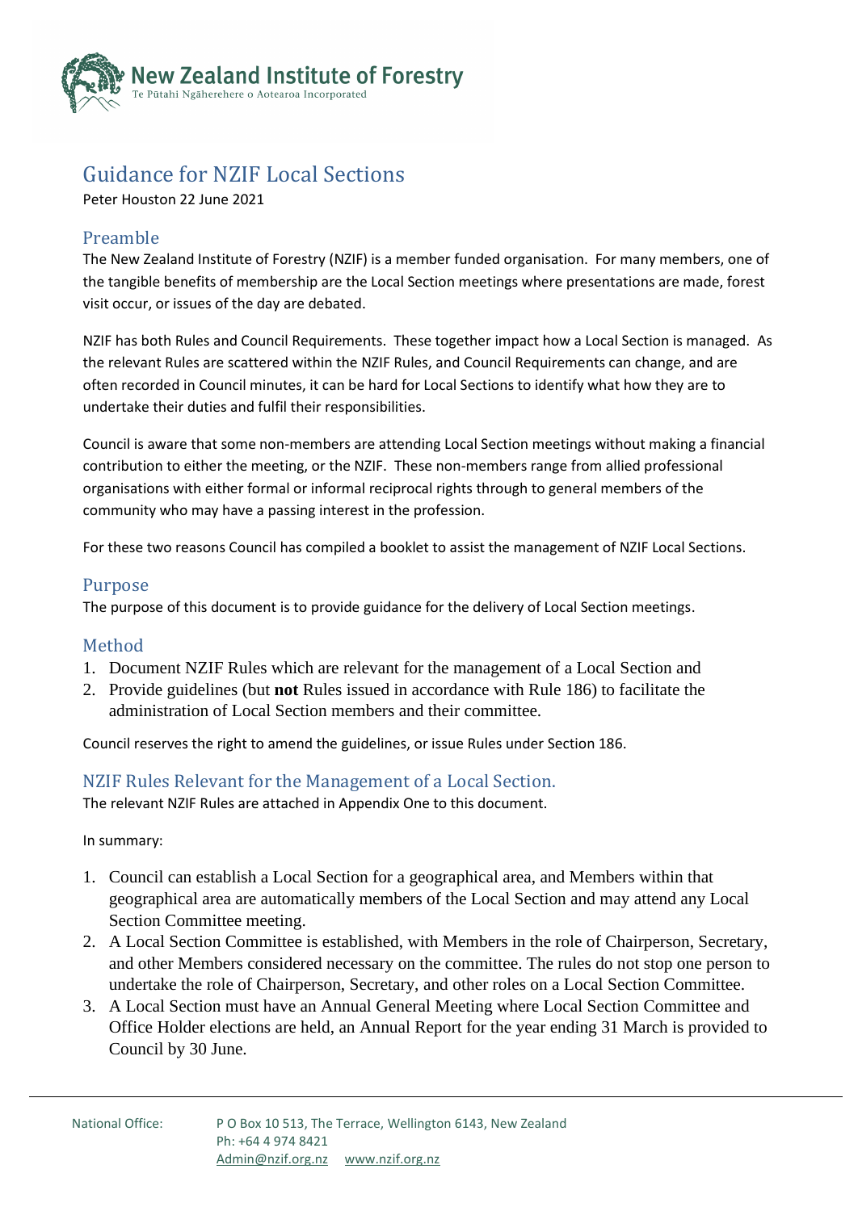New Zealand Institute of Forestry
Te Pūtahi Ngāherehere o Aotearoa Incorporated

# Guidance for NZIF Local Sections

Peter Houston 22 June 2021

## Preamble

The New Zealand Institute of Forestry (NZIF) is a member funded organisation. For many members, one of the tangible benefits of membership are the Local Section meetings where presentations are made, forest visit occur, or issues of the day are debated.

NZIF has both Rules and Council Requirements. These together impact how a Local Section is managed. As the relevant Rules are scattered within the NZIF Rules, and Council Requirements can change, and are often recorded in Council minutes, it can be hard for Local Sections to identify what how they are to undertake their duties and fulfil their responsibilities.

Council is aware that some non-members are attending Local Section meetings without making a financial contribution to either the meeting, or the NZIF. These non-members range from allied professional organisations with either formal or informal reciprocal rights through to general members of the community who may have a passing interest in the profession.

For these two reasons Council has compiled a booklet to assist the management of NZIF Local Sections.

## Purpose

The purpose of this document is to provide guidance for the delivery of Local Section meetings.

## Method

1. Document NZIF Rules which are relevant for the management of a Local Section and
2. Provide guidelines (but **not** Rules issued in accordance with Rule 186) to facilitate the administration of Local Section members and their committee.

Council reserves the right to amend the guidelines, or issue Rules under Section 186.

## NZIF Rules Relevant for the Management of a Local Section.

The relevant NZIF Rules are attached in Appendix One to this document.

In summary:

1. Council can establish a Local Section for a geographical area, and Members within that geographical area are automatically members of the Local Section and may attend any Local Section Committee meeting.
2. A Local Section Committee is established, with Members in the role of Chairperson, Secretary, and other Members considered necessary on the committee. The rules do not stop one person to undertake the role of Chairperson, Secretary, and other roles on a Local Section Committee.
3. A Local Section must have an Annual General Meeting where Local Section Committee and Office Holder elections are held, an Annual Report for the year ending 31 March is provided to Council by 30 June.

National Office: P O Box 10 513, The Terrace, Wellington 6143, New Zealand
Ph: +64 4 974 8421
Admin@nzif.org.nz www.nzif.org.nz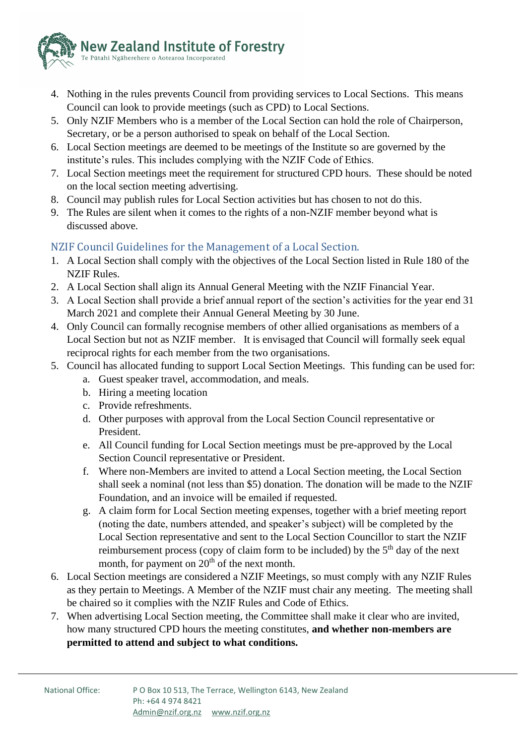4. Nothing in the rules prevents Council from providing services to Local Sections. This means Council can look to provide meetings (such as CPD) to Local Sections.
5. Only NZIF Members who is a member of the Local Section can hold the role of Chairperson, Secretary, or be a person authorised to speak on behalf of the Local Section.
6. Local Section meetings are deemed to be meetings of the Institute so are governed by the institute's rules. This includes complying with the NZIF Code of Ethics.
7. Local Section meetings meet the requirement for structured CPD hours. These should be noted on the local section meeting advertising.
8. Council may publish rules for Local Section activities but has chosen to not do this.
9. The Rules are silent when it comes to the rights of a non-NZIF member beyond what is discussed above.

## NZIF Council Guidelines for the Management of a Local Section.

1. A Local Section shall comply with the objectives of the Local Section listed in Rule 180 of the NZIF Rules.
2. A Local Section shall align its Annual General Meeting with the NZIF Financial Year.
3. A Local Section shall provide a brief annual report of the section's activities for the year end 31 March 2021 and complete their Annual General Meeting by 30 June.
4. Only Council can formally recognise members of other allied organisations as members of a Local Section but not as NZIF member. It is envisaged that Council will formally seek equal reciprocal rights for each member from the two organisations.
5. Council has allocated funding to support Local Section Meetings. This funding can be used for:
   a. Guest speaker travel, accommodation, and meals.
   b. Hiring a meeting location
   c. Provide refreshments.
   d. Other purposes with approval from the Local Section Council representative or President.
   e. All Council funding for Local Section meetings must be pre-approved by the Local Section Council representative or President.
   f. Where non-Members are invited to attend a Local Section meeting, the Local Section shall seek a nominal (not less than $5) donation. The donation will be made to the NZIF Foundation, and an invoice will be emailed if requested.
   g. A claim form for Local Section meeting expenses, together with a brief meeting report (noting the date, numbers attended, and speaker's subject) will be completed by the Local Section representative and sent to the Local Section Councillor to start the NZIF reimbursement process (copy of claim form to be included) by the 5th day of the next month, for payment on 20th of the next month.
6. Local Section meetings are considered a NZIF Meetings, so must comply with any NZIF Rules as they pertain to Meetings. A Member of the NZIF must chair any meeting. The meeting shall be chaired so it complies with the NZIF Rules and Code of Ethics.
7. When advertising Local Section meeting, the Committee shall make it clear who are invited, how many structured CPD hours the meeting constitutes, **and whether non-members are permitted to attend and subject to what conditions.**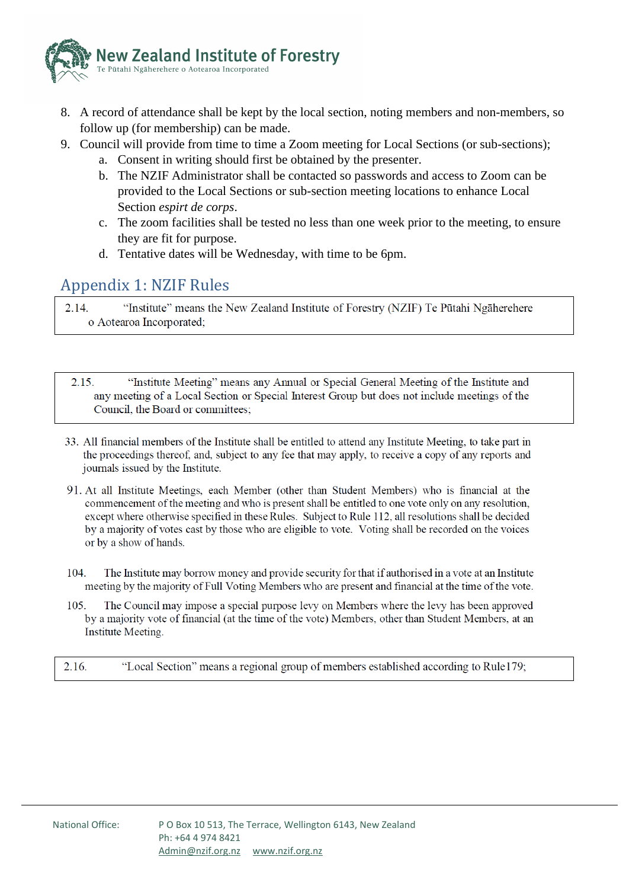8. A record of attendance shall be kept by the local section, noting members and non-members, so follow up (for membership) can be made.
9. Council will provide from time to time a Zoom meeting for Local Sections (or sub-sections);
    a. Consent in writing should first be obtained by the presenter.
    b. The NZIF Administrator shall be contacted so passwords and access to Zoom can be provided to the Local Sections or sub-section meeting locations to enhance Local Section *espirt de corps*.
    c. The zoom facilities shall be tested no less than one week prior to the meeting, to ensure they are fit for purpose.
    d. Tentative dates will be Wednesday, with time to be 6pm.

## Appendix 1: NZIF Rules

2.14. "Institute" means the New Zealand Institute of Forestry (NZIF) Te Pūtahi Ngāherehere o Aotearoa Incorporated;

2.15. "Institute Meeting" means any Annual or Special General Meeting of the Institute and any meeting of a Local Section or Special Interest Group but does not include meetings of the Council, the Board or committees;

33. All financial members of the Institute shall be entitled to attend any Institute Meeting, to take part in the proceedings thereof, and, subject to any fee that may apply, to receive a copy of any reports and journals issued by the Institute.

91. At all Institute Meetings, each Member (other than Student Members) who is financial at the commencement of the meeting and who is present shall be entitled to one vote only on any resolution, except where otherwise specified in these Rules. Subject to Rule 112, all resolutions shall be decided by a majority of votes cast by those who are eligible to vote. Voting shall be recorded on the voices or by a show of hands.

104. The Institute may borrow money and provide security for that if authorised in a vote at an Institute meeting by the majority of Full Voting Members who are present and financial at the time of the vote.

105. The Council may impose a special purpose levy on Members where the levy has been approved by a majority vote of financial (at the time of the vote) Members, other than Student Members, at an Institute Meeting.

2.16. "Local Section" means a regional group of members established according to Rule179;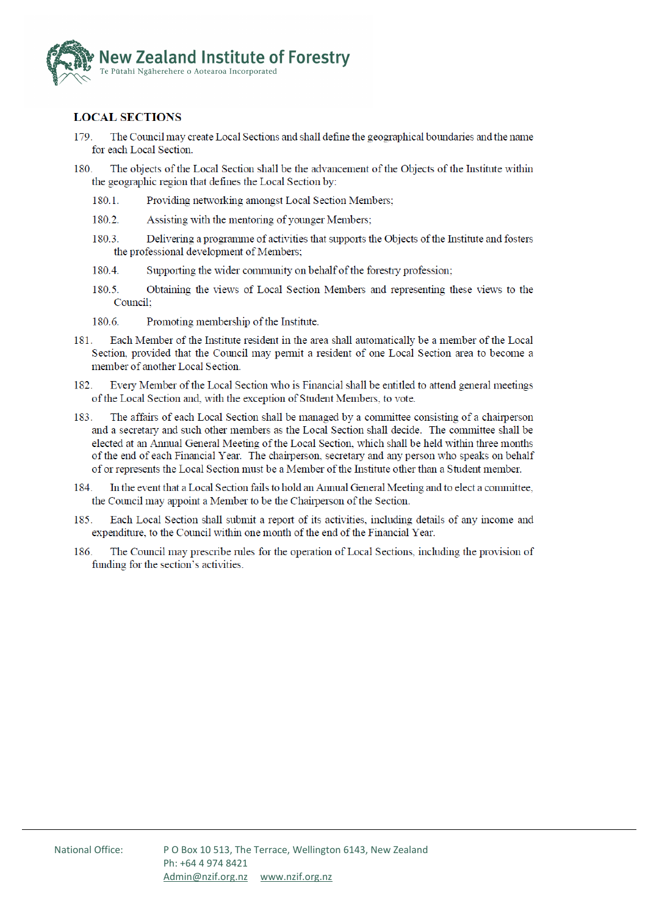## LOCAL SECTIONS

179. The Council may create Local Sections and shall define the geographical boundaries and the name for each Local Section.

180. The objects of the Local Section shall be the advancement of the Objects of the Institute within the geographic region that defines the Local Section by:

    180.1. Providing networking amongst Local Section Members;

    180.2. Assisting with the mentoring of younger Members;

    180.3. Delivering a programme of activities that supports the Objects of the Institute and fosters the professional development of Members;

    180.4. Supporting the wider community on behalf of the forestry profession;

    180.5. Obtaining the views of Local Section Members and representing these views to the Council;

    180.6. Promoting membership of the Institute.

181. Each Member of the Institute resident in the area shall automatically be a member of the Local Section, provided that the Council may permit a resident of one Local Section area to become a member of another Local Section.

182. Every Member of the Local Section who is Financial shall be entitled to attend general meetings of the Local Section and, with the exception of Student Members, to vote.

183. The affairs of each Local Section shall be managed by a committee consisting of a chairperson and a secretary and such other members as the Local Section shall decide. The committee shall be elected at an Annual General Meeting of the Local Section, which shall be held within three months of the end of each Financial Year. The chairperson, secretary and any person who speaks on behalf of or represents the Local Section must be a Member of the Institute other than a Student member.

184. In the event that a Local Section fails to hold an Annual General Meeting and to elect a committee, the Council may appoint a Member to be the Chairperson of the Section.

185. Each Local Section shall submit a report of its activities, including details of any income and expenditure, to the Council within one month of the end of the Financial Year.

186. The Council may prescribe rules for the operation of Local Sections, including the provision of funding for the section's activities.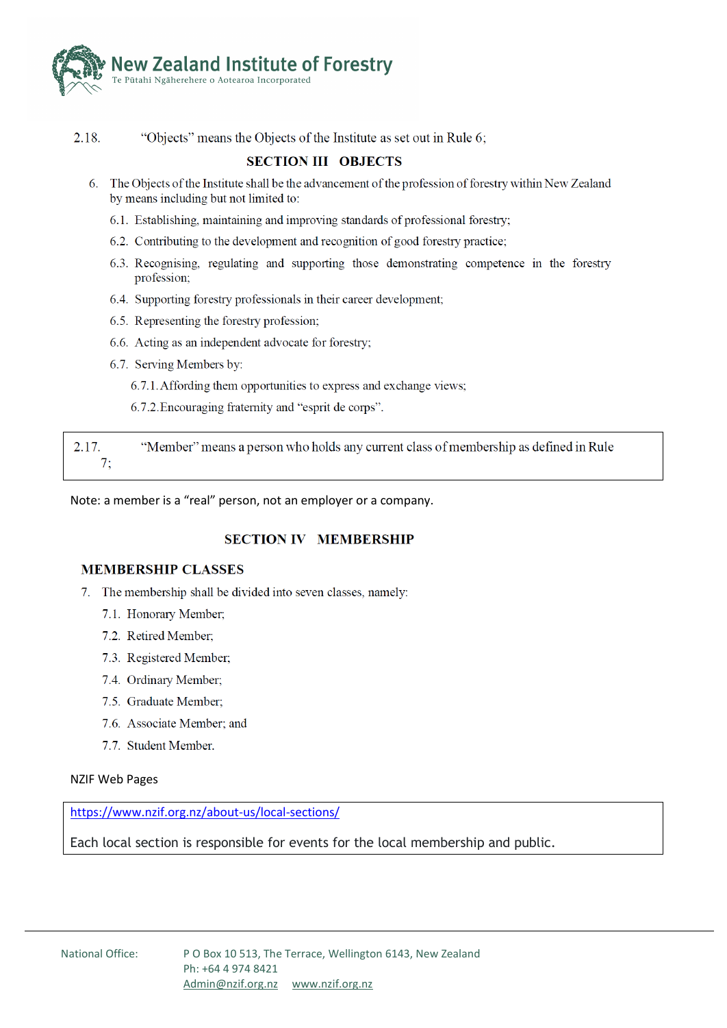2.18. “Objects” means the Objects of the Institute as set out in Rule 6;

## SECTION III OBJECTS

6. The Objects of the Institute shall be the advancement of the profession of forestry within New Zealand by means including but not limited to:
   - 6.1. Establishing, maintaining and improving standards of professional forestry;
   - 6.2. Contributing to the development and recognition of good forestry practice;
   - 6.3. Recognising, regulating and supporting those demonstrating competence in the forestry profession;
   - 6.4. Supporting forestry professionals in their career development;
   - 6.5. Representing the forestry profession;
   - 6.6. Acting as an independent advocate for forestry;
   - 6.7. Serving Members by:
     - 6.7.1. Affording them opportunities to express and exchange views;
     - 6.7.2. Encouraging fraternity and “esprit de corps”.

2.17. “Member” means a person who holds any current class of membership as defined in Rule 7;

Note: a member is a “real” person, not an employer or a company.

## SECTION IV MEMBERSHIP

### MEMBERSHIP CLASSES

7. The membership shall be divided into seven classes, namely:
   - 7.1. Honorary Member;
   - 7.2. Retired Member;
   - 7.3. Registered Member;
   - 7.4. Ordinary Member;
   - 7.5. Graduate Member;
   - 7.6. Associate Member; and
   - 7.7. Student Member.

NZIF Web Pages

https://www.nzif.org.nz/about-us/local-sections/

Each local section is responsible for events for the local membership and public.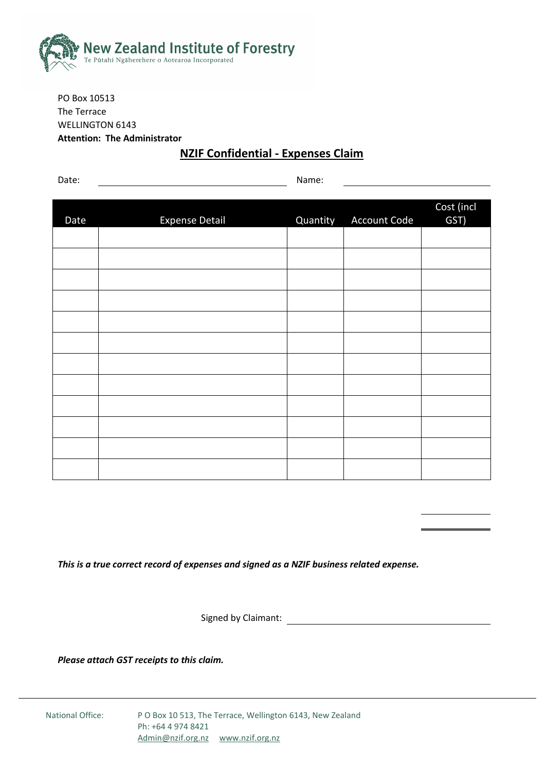New Zealand Institute of Forestry
Te Pūtahi Ngāherehere o Aotearoa Incorporated

PO Box 10513
The Terrace
WELLINGTON 6143
**Attention: The Administrator**

## NZIF Confidential - Expenses Claim

Date: ____________________ Name: ____________________

| Date | Expense Detail | Quantity | Account Code | Cost (incl GST) |
|---|---|---|---|---|
| | | | | |
| | | | | |
| | | | | |
| | | | | |
| | | | | |
| | | | | |
| | | | | |
| | | | | |
| | | | | |
| | | | | |
| | | | | |
| | | | | |

***This is a true correct record of expenses and signed as a NZIF business related expense.***

Signed by Claimant: ____________________

***Please attach GST receipts to this claim.***

National Office: P O Box 10 513, The Terrace, Wellington 6143, New Zealand
Ph: +64 4 974 8421
Admin@nzif.org.nz www.nzif.org.nz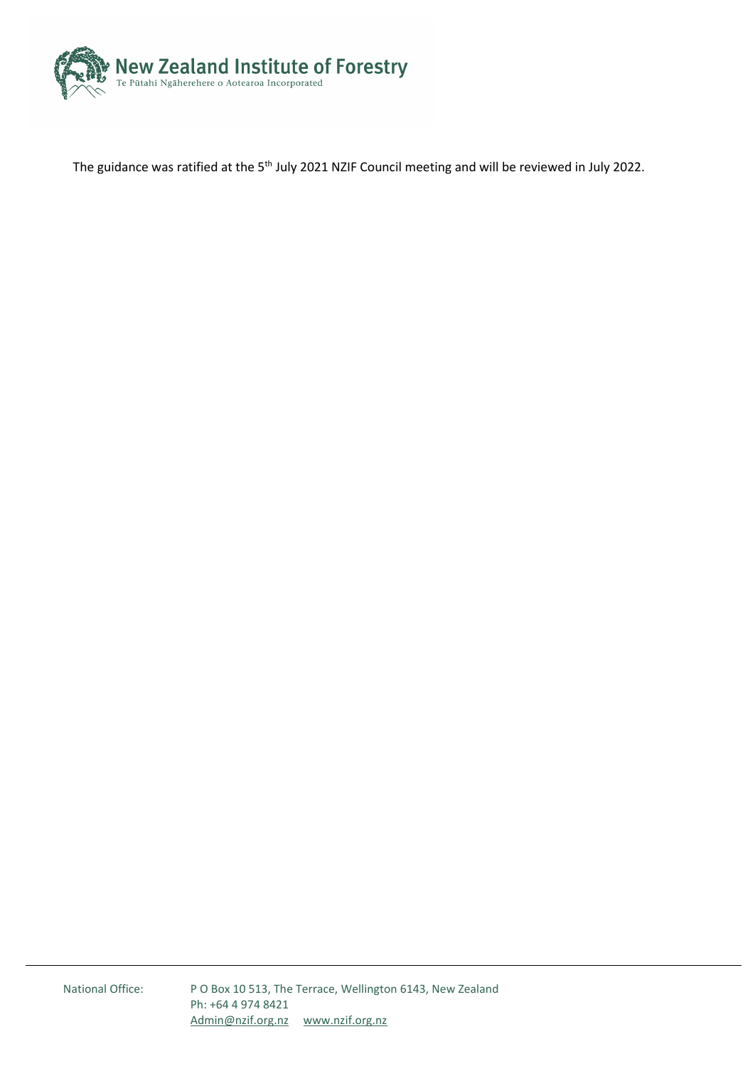The guidance was ratified at the 5th July 2021 NZIF Council meeting and will be reviewed in July 2022.